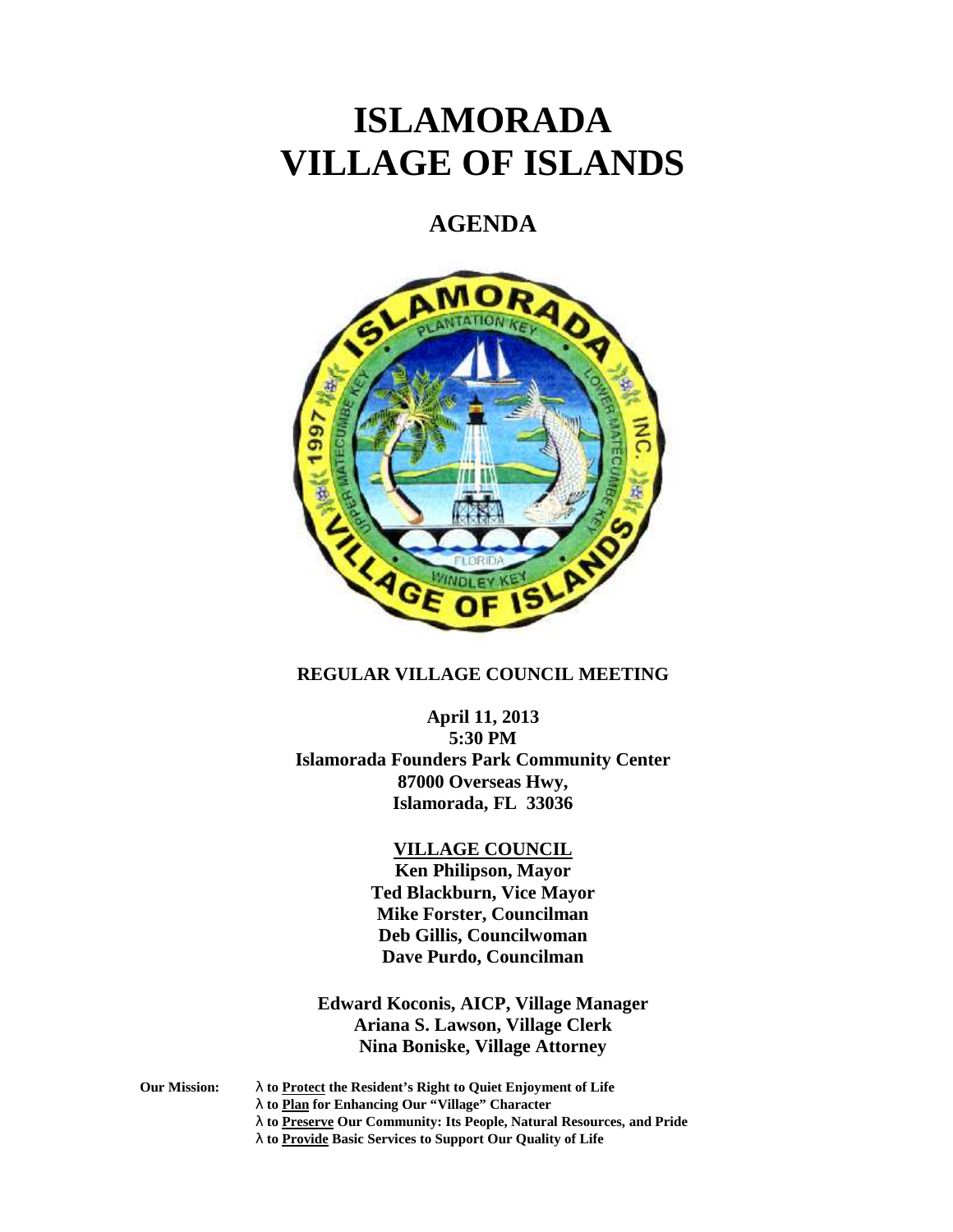# ISLAMORADA
# VILLAGE OF ISLANDS

## AGENDA

**REGULAR VILLAGE COUNCIL MEETING**

**April 11, 2013**
**5:30 PM**
**Islamorada Founders Park Community Center**
**87000 Overseas Hwy,**
**Islamorada, FL 33036**

**VILLAGE COUNCIL**
**Ken Philipson, Mayor**
**Ted Blackburn, Vice Mayor**
**Mike Forster, Councilman**
**Deb Gillis, Councilwoman**
**Dave Purdo, Councilman**

**Edward Koconis, AICP, Village Manager**
**Ariana S. Lawson, Village Clerk**
**Nina Boniske, Village Attorney**

**Our Mission:**
- **to Protect the Resident's Right to Quiet Enjoyment of Life**
- **to Plan for Enhancing Our "Village" Character**
- **to Preserve Our Community: Its People, Natural Resources, and Pride**
- **to Provide Basic Services to Support Our Quality of Life**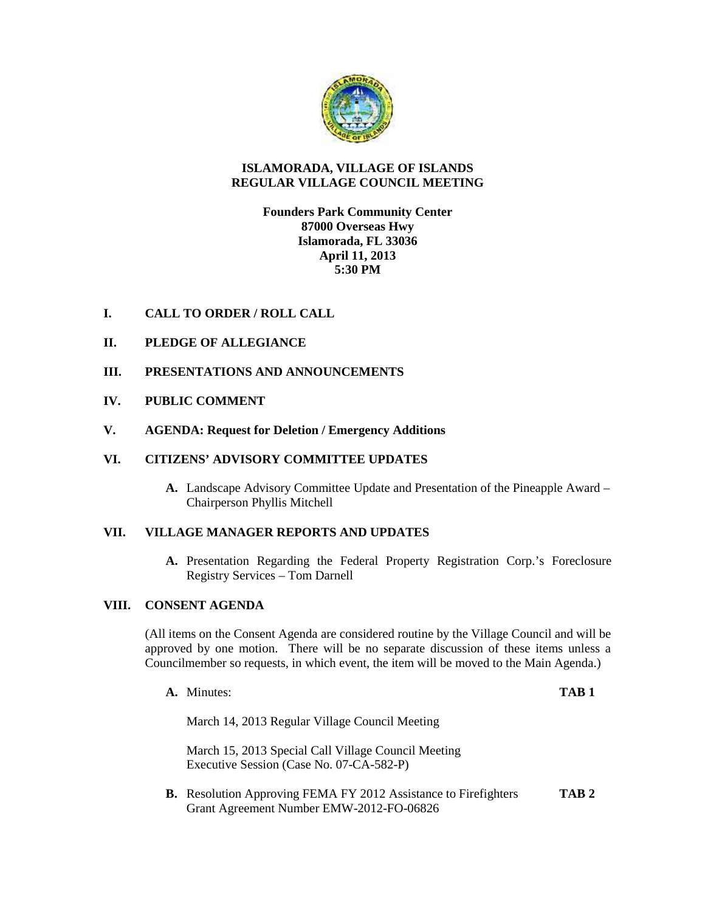# ISLAMORADA, VILLAGE OF ISLANDS
# REGULAR VILLAGE COUNCIL MEETING

**Founders Park Community Center**
**87000 Overseas Hwy**
**Islamorada, FL 33036**
**April 11, 2013**
**5:30 PM**

## I. CALL TO ORDER / ROLL CALL

## II. PLEDGE OF ALLEGIANCE

## III. PRESENTATIONS AND ANNOUNCEMENTS

## IV. PUBLIC COMMENT

## V. AGENDA: Request for Deletion / Emergency Additions

## VI. CITIZENS' ADVISORY COMMITTEE UPDATES

**A.** Landscape Advisory Committee Update and Presentation of the Pineapple Award – Chairperson Phyllis Mitchell

## VII. VILLAGE MANAGER REPORTS AND UPDATES

**A.** Presentation Regarding the Federal Property Registration Corp.'s Foreclosure Registry Services – Tom Darnell

## VIII. CONSENT AGENDA

(All items on the Consent Agenda are considered routine by the Village Council and will be approved by one motion. There will be no separate discussion of these items unless a Councilmember so requests, in which event, the item will be moved to the Main Agenda.)

**A.** Minutes: **TAB 1**

March 14, 2013 Regular Village Council Meeting

March 15, 2013 Special Call Village Council Meeting
Executive Session (Case No. 07-CA-582-P)

**B.** Resolution Approving FEMA FY 2012 Assistance to Firefighters Grant Agreement Number EMW-2012-FO-06826 **TAB 2**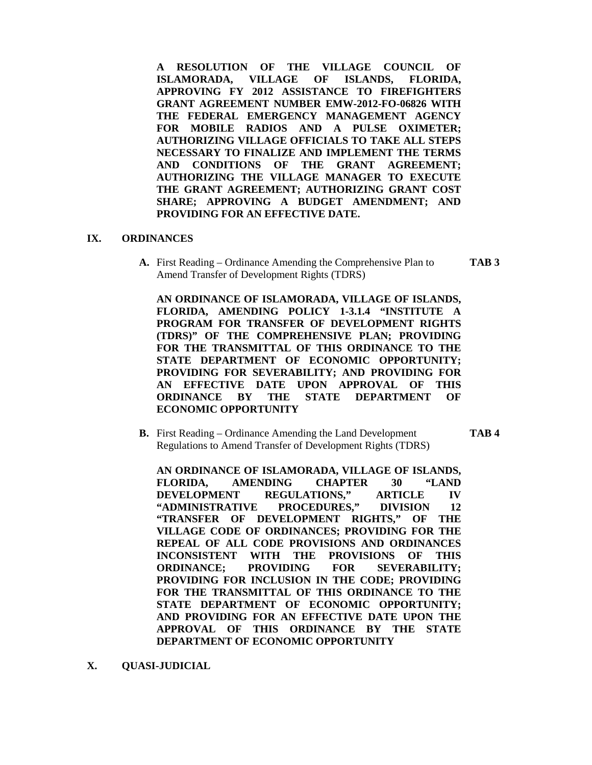**A RESOLUTION OF THE VILLAGE COUNCIL OF ISLAMORADA, VILLAGE OF ISLANDS, FLORIDA, APPROVING FY 2012 ASSISTANCE TO FIREFIGHTERS GRANT AGREEMENT NUMBER EMW-2012-FO-06826 WITH THE FEDERAL EMERGENCY MANAGEMENT AGENCY FOR MOBILE RADIOS AND A PULSE OXIMETER; AUTHORIZING VILLAGE OFFICIALS TO TAKE ALL STEPS NECESSARY TO FINALIZE AND IMPLEMENT THE TERMS AND CONDITIONS OF THE GRANT AGREEMENT; AUTHORIZING THE VILLAGE MANAGER TO EXECUTE THE GRANT AGREEMENT; AUTHORIZING GRANT COST SHARE; APPROVING A BUDGET AMENDMENT; AND PROVIDING FOR AN EFFECTIVE DATE.**

## IX. ORDINANCES

**A.** First Reading – Ordinance Amending the Comprehensive Plan to Amend Transfer of Development Rights (TDRS) **TAB 3**

**AN ORDINANCE OF ISLAMORADA, VILLAGE OF ISLANDS, FLORIDA, AMENDING POLICY 1-3.1.4 "INSTITUTE A PROGRAM FOR TRANSFER OF DEVELOPMENT RIGHTS (TDRS)" OF THE COMPREHENSIVE PLAN; PROVIDING FOR THE TRANSMITTAL OF THIS ORDINANCE TO THE STATE DEPARTMENT OF ECONOMIC OPPORTUNITY; PROVIDING FOR SEVERABILITY; AND PROVIDING FOR AN EFFECTIVE DATE UPON APPROVAL OF THIS ORDINANCE BY THE STATE DEPARTMENT OF ECONOMIC OPPORTUNITY**

**B.** First Reading – Ordinance Amending the Land Development Regulations to Amend Transfer of Development Rights (TDRS) **TAB 4**

**AN ORDINANCE OF ISLAMORADA, VILLAGE OF ISLANDS, FLORIDA, AMENDING CHAPTER 30 "LAND DEVELOPMENT REGULATIONS," ARTICLE IV "ADMINISTRATIVE PROCEDURES," DIVISION 12 "TRANSFER OF DEVELOPMENT RIGHTS," OF THE VILLAGE CODE OF ORDINANCES; PROVIDING FOR THE REPEAL OF ALL CODE PROVISIONS AND ORDINANCES INCONSISTENT WITH THE PROVISIONS OF THIS ORDINANCE; PROVIDING FOR SEVERABILITY; PROVIDING FOR INCLUSION IN THE CODE; PROVIDING FOR THE TRANSMITTAL OF THIS ORDINANCE TO THE STATE DEPARTMENT OF ECONOMIC OPPORTUNITY; AND PROVIDING FOR AN EFFECTIVE DATE UPON THE APPROVAL OF THIS ORDINANCE BY THE STATE DEPARTMENT OF ECONOMIC OPPORTUNITY**

## X. QUASI-JUDICIAL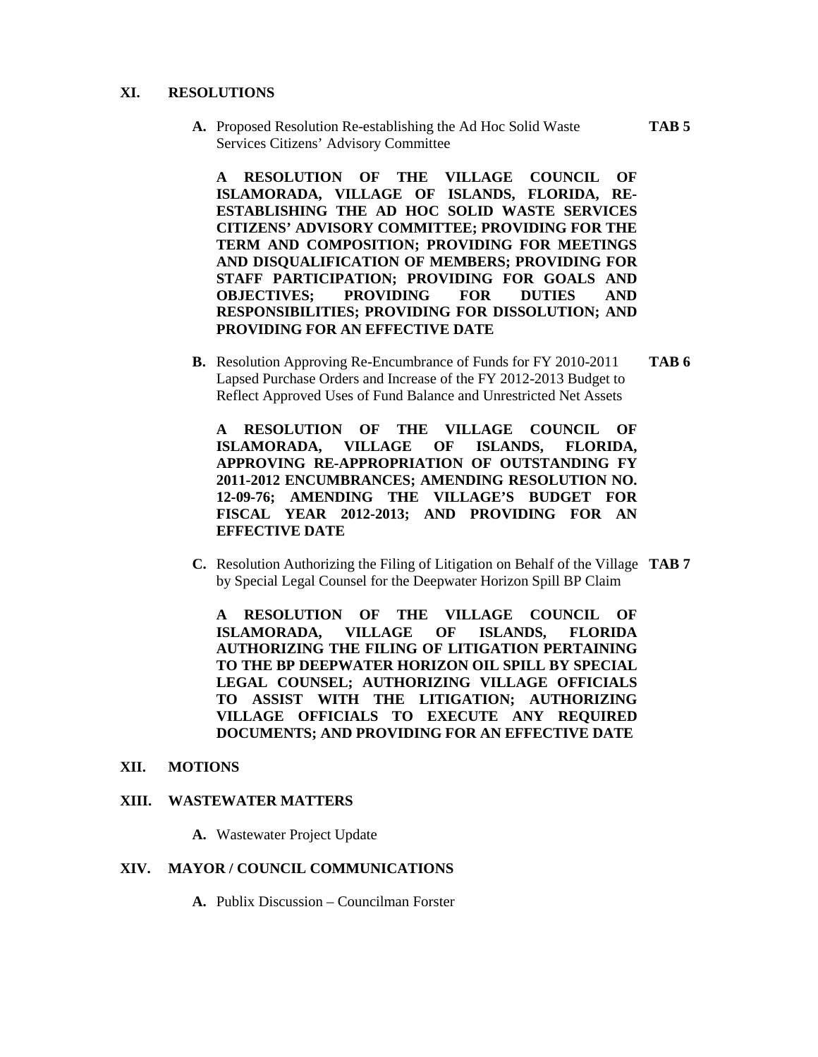## XI. RESOLUTIONS

**A.** Proposed Resolution Re-establishing the Ad Hoc Solid Waste Services Citizens' Advisory Committee **TAB 5**

**A RESOLUTION OF THE VILLAGE COUNCIL OF ISLAMORADA, VILLAGE OF ISLANDS, FLORIDA, RE-ESTABLISHING THE AD HOC SOLID WASTE SERVICES CITIZENS' ADVISORY COMMITTEE; PROVIDING FOR THE TERM AND COMPOSITION; PROVIDING FOR MEETINGS AND DISQUALIFICATION OF MEMBERS; PROVIDING FOR STAFF PARTICIPATION; PROVIDING FOR GOALS AND OBJECTIVES; PROVIDING FOR DUTIES AND RESPONSIBILITIES; PROVIDING FOR DISSOLUTION; AND PROVIDING FOR AN EFFECTIVE DATE**

**B.** Resolution Approving Re-Encumbrance of Funds for FY 2010-2011 Lapsed Purchase Orders and Increase of the FY 2012-2013 Budget to Reflect Approved Uses of Fund Balance and Unrestricted Net Assets **TAB 6**

**A RESOLUTION OF THE VILLAGE COUNCIL OF ISLAMORADA, VILLAGE OF ISLANDS, FLORIDA, APPROVING RE-APPROPRIATION OF OUTSTANDING FY 2011-2012 ENCUMBRANCES; AMENDING RESOLUTION NO. 12-09-76; AMENDING THE VILLAGE'S BUDGET FOR FISCAL YEAR 2012-2013; AND PROVIDING FOR AN EFFECTIVE DATE**

**C.** Resolution Authorizing the Filing of Litigation on Behalf of the Village by Special Legal Counsel for the Deepwater Horizon Spill BP Claim **TAB 7**

**A RESOLUTION OF THE VILLAGE COUNCIL OF ISLAMORADA, VILLAGE OF ISLANDS, FLORIDA AUTHORIZING THE FILING OF LITIGATION PERTAINING TO THE BP DEEPWATER HORIZON OIL SPILL BY SPECIAL LEGAL COUNSEL; AUTHORIZING VILLAGE OFFICIALS TO ASSIST WITH THE LITIGATION; AUTHORIZING VILLAGE OFFICIALS TO EXECUTE ANY REQUIRED DOCUMENTS; AND PROVIDING FOR AN EFFECTIVE DATE**

## XII. MOTIONS

## XIII. WASTEWATER MATTERS

**A.** Wastewater Project Update

## XIV. MAYOR / COUNCIL COMMUNICATIONS

**A.** Publix Discussion – Councilman Forster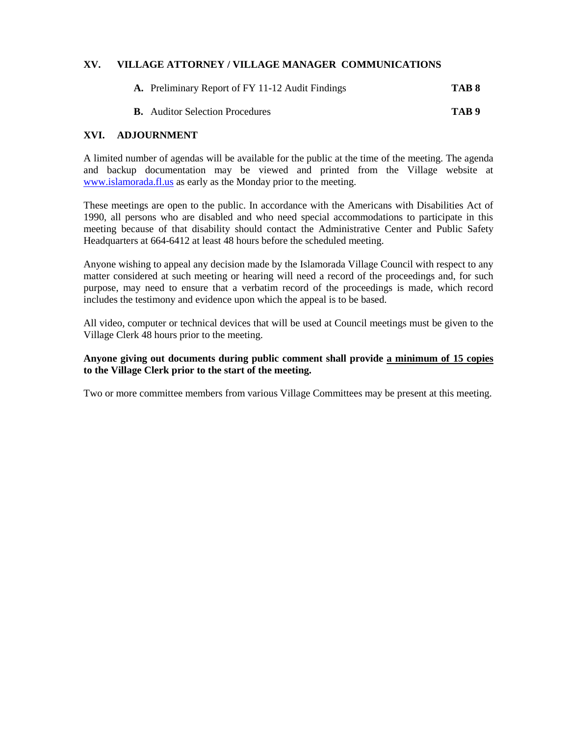## XV. VILLAGE ATTORNEY / VILLAGE MANAGER COMMUNICATIONS

**A.** Preliminary Report of FY 11-12 Audit Findings **TAB 8**

**B.** Auditor Selection Procedures **TAB 9**

## XVI. ADJOURNMENT

A limited number of agendas will be available for the public at the time of the meeting. The agenda and backup documentation may be viewed and printed from the Village website at [www.islamorada.fl.us](http://www.islamorada.fl.us) as early as the Monday prior to the meeting.

These meetings are open to the public. In accordance with the Americans with Disabilities Act of 1990, all persons who are disabled and who need special accommodations to participate in this meeting because of that disability should contact the Administrative Center and Public Safety Headquarters at 664-6412 at least 48 hours before the scheduled meeting.

Anyone wishing to appeal any decision made by the Islamorada Village Council with respect to any matter considered at such meeting or hearing will need a record of the proceedings and, for such purpose, may need to ensure that a verbatim record of the proceedings is made, which record includes the testimony and evidence upon which the appeal is to be based.

All video, computer or technical devices that will be used at Council meetings must be given to the Village Clerk 48 hours prior to the meeting.

**Anyone giving out documents during public comment shall provide <u>a minimum of 15 copies</u> to the Village Clerk prior to the start of the meeting.**

Two or more committee members from various Village Committees may be present at this meeting.